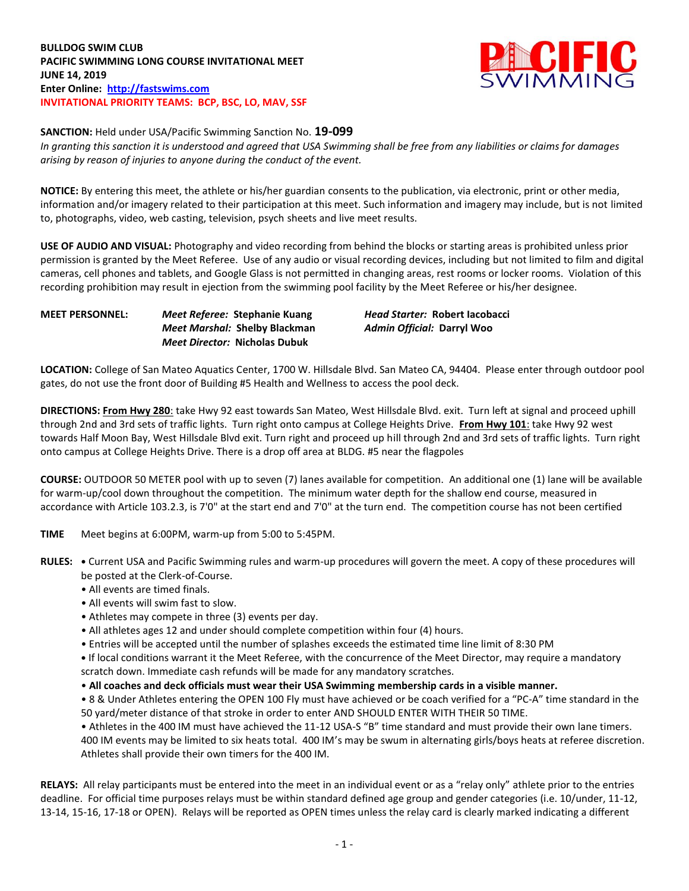**BULLDOG SWIM CLUB**
**PACIFIC SWIMMING LONG COURSE INVITATIONAL MEET**
**JUNE 14, 2019**
**Enter Online: [http://fastswims.com](http://fastswims.com)**
**INVITATIONAL PRIORITY TEAMS: BCP, BSC, LO, MAV, SSF**

**SANCTION:** Held under USA/Pacific Swimming Sanction No. **19-099**
*In granting this sanction it is understood and agreed that USA Swimming shall be free from any liabilities or claims for damages arising by reason of injuries to anyone during the conduct of the event.*

**NOTICE:** By entering this meet, the athlete or his/her guardian consents to the publication, via electronic, print or other media, information and/or imagery related to their participation at this meet. Such information and imagery may include, but is not limited to, photographs, video, web casting, television, psych sheets and live meet results.

**USE OF AUDIO AND VISUAL:** Photography and video recording from behind the blocks or starting areas is prohibited unless prior permission is granted by the Meet Referee. Use of any audio or visual recording devices, including but not limited to film and digital cameras, cell phones and tablets, and Google Glass is not permitted in changing areas, rest rooms or locker rooms. Violation of this recording prohibition may result in ejection from the swimming pool facility by the Meet Referee or his/her designee.

**MEET PERSONNEL:**
***Meet Referee:*** **Stephanie Kuang**
***Meet Marshal:*** **Shelby Blackman**
***Meet Director:*** **Nicholas Dubuk**
***Head Starter:*** **Robert Iacobacci**
***Admin Official:*** **Darryl Woo**

**LOCATION:** College of San Mateo Aquatics Center, 1700 W. Hillsdale Blvd. San Mateo CA, 94404. Please enter through outdoor pool gates, do not use the front door of Building #5 Health and Wellness to access the pool deck.

**DIRECTIONS:** **From Hwy 280**: take Hwy 92 east towards San Mateo, West Hillsdale Blvd. exit. Turn left at signal and proceed uphill through 2nd and 3rd sets of traffic lights. Turn right onto campus at College Heights Drive. **From Hwy 101**: take Hwy 92 west towards Half Moon Bay, West Hillsdale Blvd exit. Turn right and proceed up hill through 2nd and 3rd sets of traffic lights. Turn right onto campus at College Heights Drive. There is a drop off area at BLDG. #5 near the flagpoles

**COURSE:** OUTDOOR 50 METER pool with up to seven (7) lanes available for competition. An additional one (1) lane will be available for warm-up/cool down throughout the competition. The minimum water depth for the shallow end course, measured in accordance with Article 103.2.3, is 7'0" at the start end and 7'0" at the turn end. The competition course has not been certified

**TIME** Meet begins at 6:00PM, warm-up from 5:00 to 5:45PM.

**RULES:**
- Current USA and Pacific Swimming rules and warm-up procedures will govern the meet. A copy of these procedures will be posted at the Clerk-of-Course.
- All events are timed finals.
- All events will swim fast to slow.
- Athletes may compete in three (3) events per day.
- All athletes ages 12 and under should complete competition within four (4) hours.
- Entries will be accepted until the number of splashes exceeds the estimated time line limit of 8:30 PM
- If local conditions warrant it the Meet Referee, with the concurrence of the Meet Director, may require a mandatory scratch down. Immediate cash refunds will be made for any mandatory scratches.
- **All coaches and deck officials must wear their USA Swimming membership cards in a visible manner.**
- 8 & Under Athletes entering the OPEN 100 Fly must have achieved or be coach verified for a "PC-A" time standard in the 50 yard/meter distance of that stroke in order to enter AND SHOULD ENTER WITH THEIR 50 TIME.
- Athletes in the 400 IM must have achieved the 11-12 USA-S "B" time standard and must provide their own lane timers. 400 IM events may be limited to six heats total. 400 IM's may be swum in alternating girls/boys heats at referee discretion. Athletes shall provide their own timers for the 400 IM.

**RELAYS:** All relay participants must be entered into the meet in an individual event or as a "relay only" athlete prior to the entries deadline. For official time purposes relays must be within standard defined age group and gender categories (i.e. 10/under, 11-12, 13-14, 15-16, 17-18 or OPEN). Relays will be reported as OPEN times unless the relay card is clearly marked indicating a different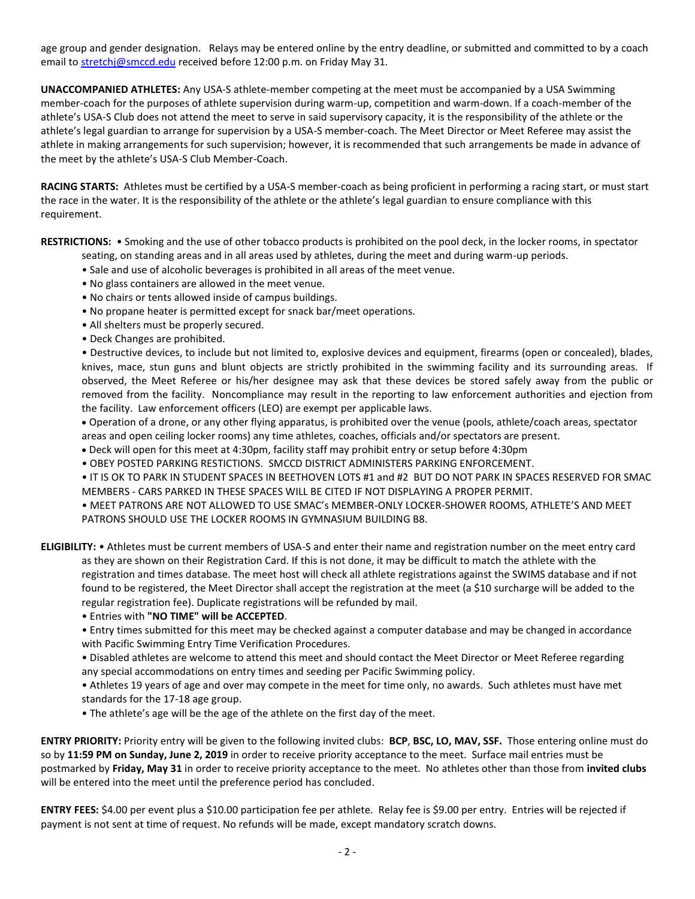age group and gender designation. Relays may be entered online by the entry deadline, or submitted and committed to by a coach email to stretchj@smccd.edu received before 12:00 p.m. on Friday May 31.

**UNACCOMPANIED ATHLETES:** Any USA-S athlete-member competing at the meet must be accompanied by a USA Swimming member-coach for the purposes of athlete supervision during warm-up, competition and warm-down. If a coach-member of the athlete's USA-S Club does not attend the meet to serve in said supervisory capacity, it is the responsibility of the athlete or the athlete's legal guardian to arrange for supervision by a USA-S member-coach. The Meet Director or Meet Referee may assist the athlete in making arrangements for such supervision; however, it is recommended that such arrangements be made in advance of the meet by the athlete's USA-S Club Member-Coach.

**RACING STARTS:** Athletes must be certified by a USA-S member-coach as being proficient in performing a racing start, or must start the race in the water. It is the responsibility of the athlete or the athlete's legal guardian to ensure compliance with this requirement.

**RESTRICTIONS:**
- Smoking and the use of other tobacco products is prohibited on the pool deck, in the locker rooms, in spectator seating, on standing areas and in all areas used by athletes, during the meet and during warm-up periods.
- Sale and use of alcoholic beverages is prohibited in all areas of the meet venue.
- No glass containers are allowed in the meet venue.
- No chairs or tents allowed inside of campus buildings.
- No propane heater is permitted except for snack bar/meet operations.
- All shelters must be properly secured.
- Deck Changes are prohibited.
- Destructive devices, to include but not limited to, explosive devices and equipment, firearms (open or concealed), blades, knives, mace, stun guns and blunt objects are strictly prohibited in the swimming facility and its surrounding areas. If observed, the Meet Referee or his/her designee may ask that these devices be stored safely away from the public or removed from the facility. Noncompliance may result in the reporting to law enforcement authorities and ejection from the facility. Law enforcement officers (LEO) are exempt per applicable laws.
- Operation of a drone, or any other flying apparatus, is prohibited over the venue (pools, athlete/coach areas, spectator areas and open ceiling locker rooms) any time athletes, coaches, officials and/or spectators are present.
- Deck will open for this meet at 4:30pm, facility staff may prohibit entry or setup before 4:30pm
- OBEY POSTED PARKING RESTRICTIONS. SMCCD DISTRICT ADMINISTERS PARKING ENFORCEMENT.
- IT IS OK TO PARK IN STUDENT SPACES IN BEETHOVEN LOTS #1 and #2 BUT DO NOT PARK IN SPACES RESERVED FOR SMAC MEMBERS - CARS PARKED IN THESE SPACES WILL BE CITED IF NOT DISPLAYING A PROPER PERMIT.
- MEET PATRONS ARE NOT ALLOWED TO USE SMAC's MEMBER-ONLY LOCKER-SHOWER ROOMS, ATHLETE'S AND MEET PATRONS SHOULD USE THE LOCKER ROOMS IN GYMNASIUM BUILDING B8.

**ELIGIBILITY:**
- Athletes must be current members of USA-S and enter their name and registration number on the meet entry card as they are shown on their Registration Card. If this is not done, it may be difficult to match the athlete with the registration and times database. The meet host will check all athlete registrations against the SWIMS database and if not found to be registered, the Meet Director shall accept the registration at the meet (a $10 surcharge will be added to the regular registration fee). Duplicate registrations will be refunded by mail.
- Entries with **"NO TIME" will be ACCEPTED**.
- Entry times submitted for this meet may be checked against a computer database and may be changed in accordance with Pacific Swimming Entry Time Verification Procedures.
- Disabled athletes are welcome to attend this meet and should contact the Meet Director or Meet Referee regarding any special accommodations on entry times and seeding per Pacific Swimming policy.
- Athletes 19 years of age and over may compete in the meet for time only, no awards. Such athletes must have met standards for the 17-18 age group.
- The athlete's age will be the age of the athlete on the first day of the meet.

**ENTRY PRIORITY:** Priority entry will be given to the following invited clubs: **BCP**, **BSC, LO, MAV, SSF.** Those entering online must do so by **11:59 PM on Sunday, June 2, 2019** in order to receive priority acceptance to the meet. Surface mail entries must be postmarked by **Friday, May 31** in order to receive priority acceptance to the meet. No athletes other than those from **invited clubs** will be entered into the meet until the preference period has concluded.

**ENTRY FEES:** $4.00 per event plus a $10.00 participation fee per athlete. Relay fee is $9.00 per entry. Entries will be rejected if payment is not sent at time of request. No refunds will be made, except mandatory scratch downs.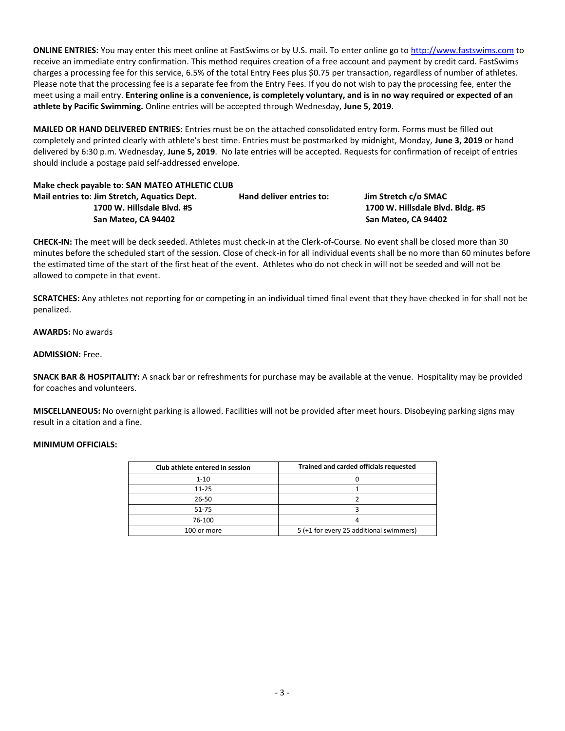**ONLINE ENTRIES:** You may enter this meet online at FastSwims or by U.S. mail. To enter online go to http://www.fastswims.com to receive an immediate entry confirmation. This method requires creation of a free account and payment by credit card. FastSwims charges a processing fee for this service, 6.5% of the total Entry Fees plus $0.75 per transaction, regardless of number of athletes. Please note that the processing fee is a separate fee from the Entry Fees. If you do not wish to pay the processing fee, enter the meet using a mail entry. **Entering online is a convenience, is completely voluntary, and is in no way required or expected of an athlete by Pacific Swimming.** Online entries will be accepted through Wednesday, **June 5, 2019**.

**MAILED OR HAND DELIVERED ENTRIES**: Entries must be on the attached consolidated entry form. Forms must be filled out completely and printed clearly with athlete's best time. Entries must be postmarked by midnight, Monday, **June 3, 2019** or hand delivered by 6:30 p.m. Wednesday, **June 5, 2019**. No late entries will be accepted. Requests for confirmation of receipt of entries should include a postage paid self-addressed envelope.

**Make check payable to**: **SAN MATEO ATHLETIC CLUB**

**Mail entries to**: **Jim Stretch, Aquatics Dept.**
**1700 W. Hillsdale Blvd. #5**
**San Mateo, CA 94402**

**Hand deliver entries to:** **Jim Stretch c/o SMAC**
**1700 W. Hillsdale Blvd. Bldg. #5**
**San Mateo, CA 94402**

**CHECK-IN:** The meet will be deck seeded. Athletes must check-in at the Clerk-of-Course. No event shall be closed more than 30 minutes before the scheduled start of the session. Close of check-in for all individual events shall be no more than 60 minutes before the estimated time of the start of the first heat of the event. Athletes who do not check in will not be seeded and will not be allowed to compete in that event.

**SCRATCHES:** Any athletes not reporting for or competing in an individual timed final event that they have checked in for shall not be penalized.

**AWARDS:** No awards

**ADMISSION:** Free.

**SNACK BAR & HOSPITALITY:** A snack bar or refreshments for purchase may be available at the venue. Hospitality may be provided for coaches and volunteers.

**MISCELLANEOUS:** No overnight parking is allowed. Facilities will not be provided after meet hours. Disobeying parking signs may result in a citation and a fine.

**MINIMUM OFFICIALS:**

| Club athlete entered in session | Trained and carded officials requested |
|---|---|
| 1-10 | 0 |
| 11-25 | 1 |
| 26-50 | 2 |
| 51-75 | 3 |
| 76-100 | 4 |
| 100 or more | 5 (+1 for every 25 additional swimmers) |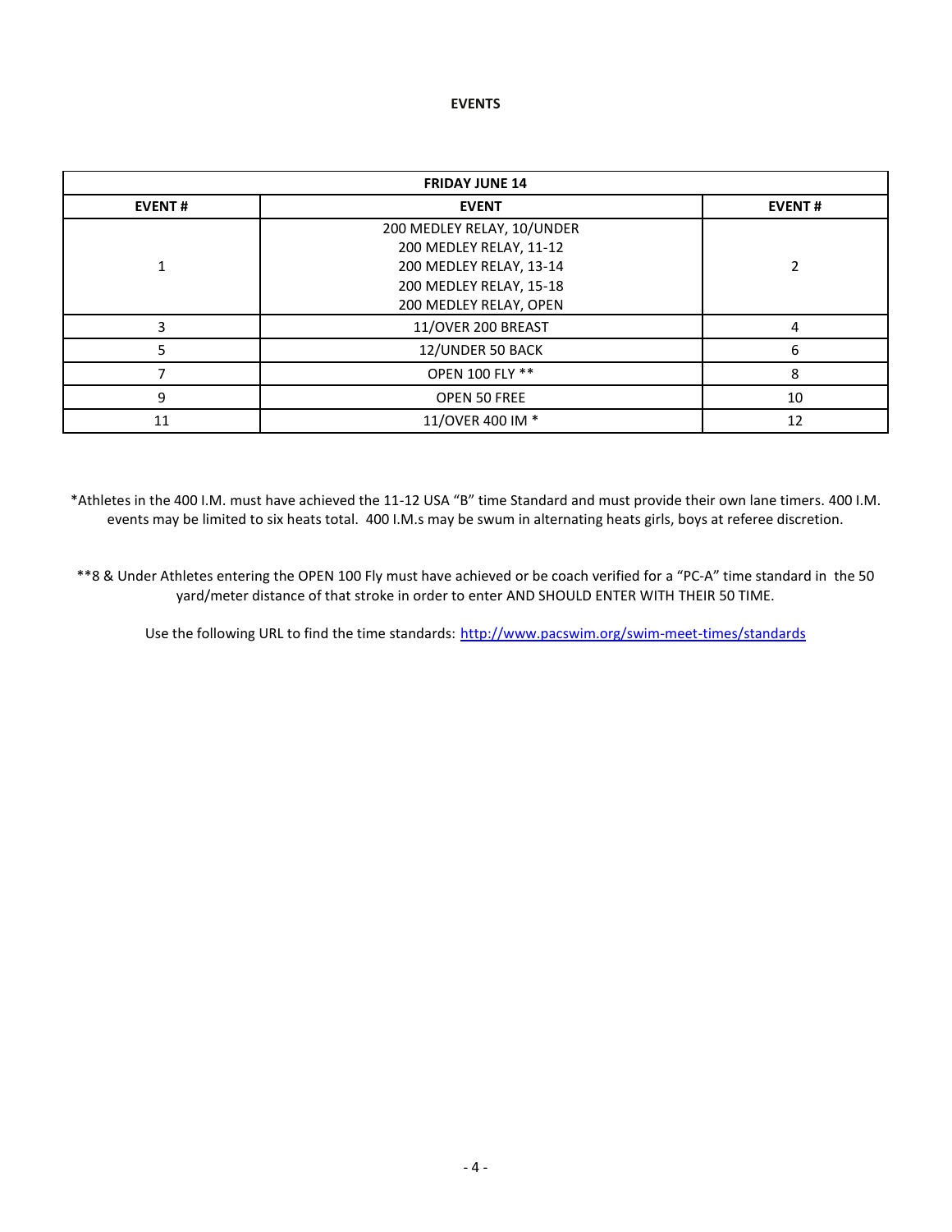# EVENTS

| FRIDAY JUNE 14 | | |
|---|---|---|
| **EVENT #** | **EVENT** | **EVENT #** |
| 1 | 200 MEDLEY RELAY, 10/UNDER<br>200 MEDLEY RELAY, 11-12<br>200 MEDLEY RELAY, 13-14<br>200 MEDLEY RELAY, 15-18<br>200 MEDLEY RELAY, OPEN | 2 |
| 3 | 11/OVER 200 BREAST | 4 |
| 5 | 12/UNDER 50 BACK | 6 |
| 7 | OPEN 100 FLY ** | 8 |
| 9 | OPEN 50 FREE | 10 |
| 11 | 11/OVER 400 IM * | 12 |

*Athletes in the 400 I.M. must have achieved the 11-12 USA "B" time Standard and must provide their own lane timers. 400 I.M. events may be limited to six heats total. 400 I.M.s may be swum in alternating heats girls, boys at referee discretion.

**8 & Under Athletes entering the OPEN 100 Fly must have achieved or be coach verified for a "PC-A" time standard in the 50 yard/meter distance of that stroke in order to enter AND SHOULD ENTER WITH THEIR 50 TIME.

Use the following URL to find the time standards: http://www.pacswim.org/swim-meet-times/standards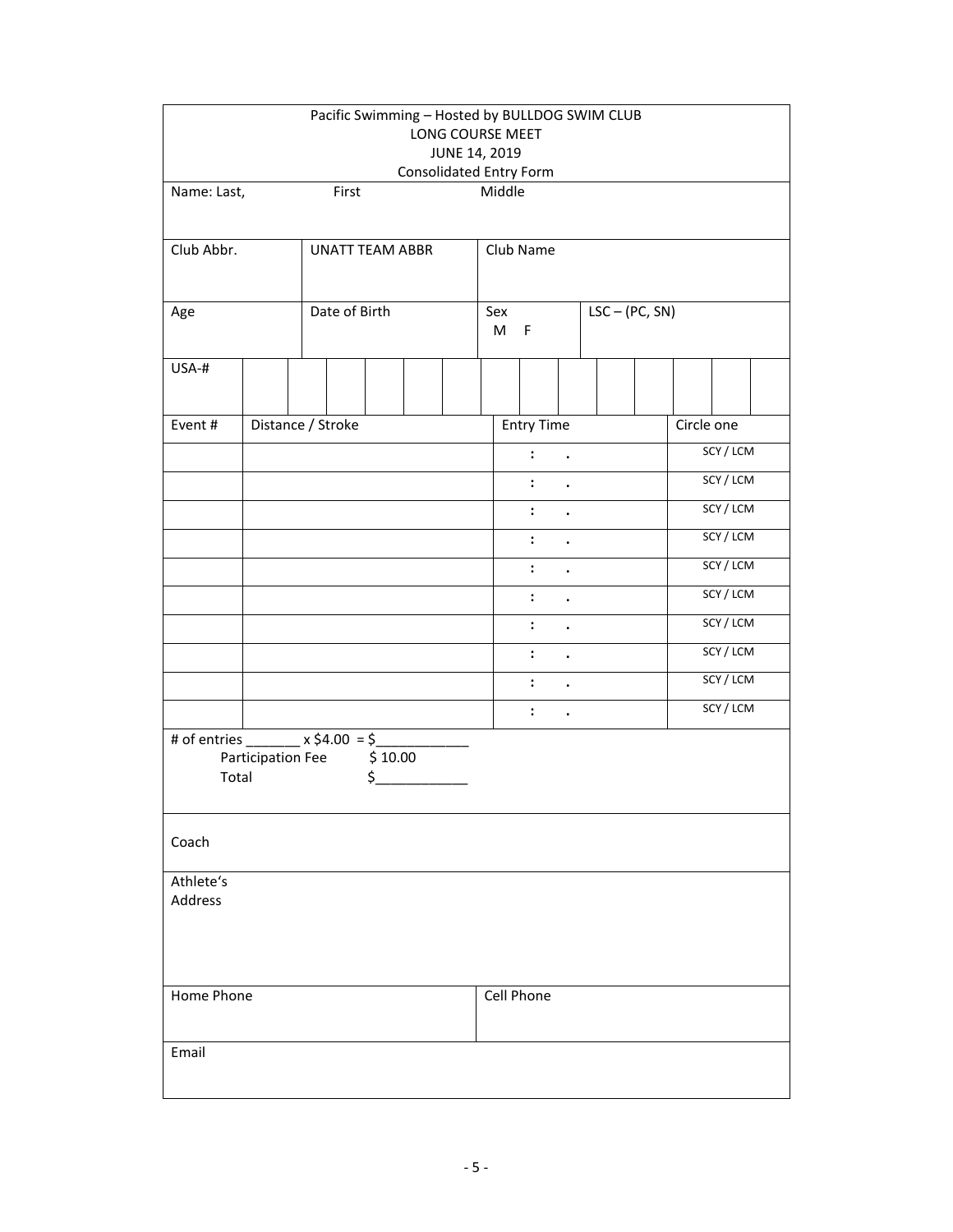Pacific Swimming – Hosted by BULLDOG SWIM CLUB
LONG COURSE MEET
JUNE 14, 2019
Consolidated Entry Form

| Name: Last, | First | Middle | |
|---|---|---|---|
| **Club Abbr.** | **UNATT TEAM ABBR** | **Club Name** | |
| **Age** | **Date of Birth** | **Sex** M F | **LSC – (PC, SN)** |

| USA-# | | | | | | | | | | | | | | |
|---|---|---|---|---|---|---|---|---|---|---|---|---|---|---|

| Event # | Distance / Stroke | Entry Time | Circle one |
|---|---|---|---|
| | | : . | SCY / LCM |
| | | : . | SCY / LCM |
| | | : . | SCY / LCM |
| | | : . | SCY / LCM |
| | | : . | SCY / LCM |
| | | : . | SCY / LCM |
| | | : . | SCY / LCM |
| | | : . | SCY / LCM |
| | | : . | SCY / LCM |
| | | : . | SCY / LCM |

# of entries _______ x $4.00 = $____________
Participation Fee $ 10.00
Total $____________

Coach

Athlete's Address

| Home Phone | Cell Phone |
|---|---|

Email